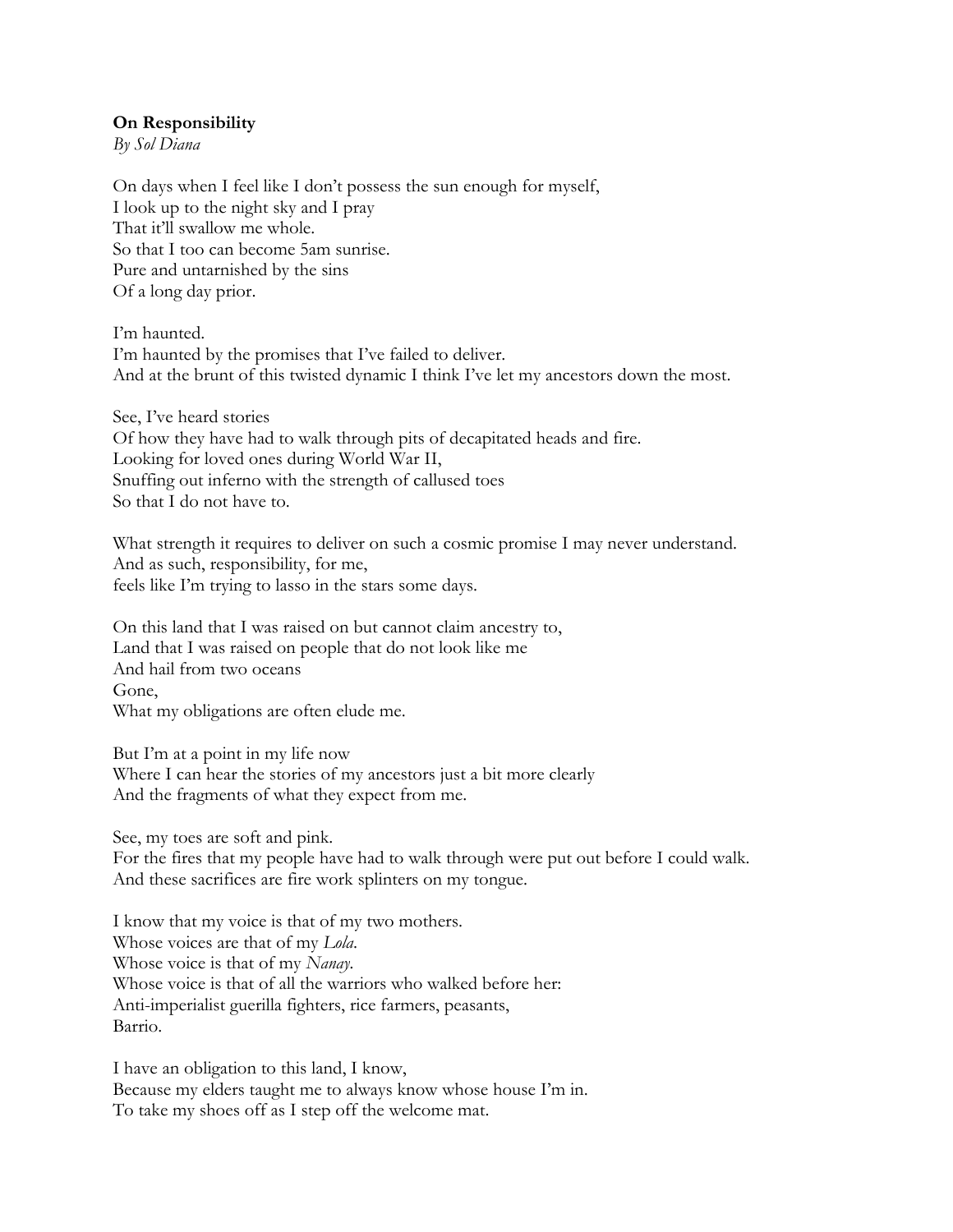**On Responsibility**

*By Sol Diana*

On days when I feel like I don't possess the sun enough for myself,
I look up to the night sky and I pray
That it'll swallow me whole.
So that I too can become 5am sunrise.
Pure and untarnished by the sins
Of a long day prior.

I'm haunted.
I'm haunted by the promises that I've failed to deliver.
And at the brunt of this twisted dynamic I think I've let my ancestors down the most.

See, I've heard stories
Of how they have had to walk through pits of decapitated heads and fire.
Looking for loved ones during World War II,
Snuffing out inferno with the strength of callused toes
So that I do not have to.

What strength it requires to deliver on such a cosmic promise I may never understand.
And as such, responsibility, for me,
feels like I'm trying to lasso in the stars some days.

On this land that I was raised on but cannot claim ancestry to,
Land that I was raised on people that do not look like me
And hail from two oceans
Gone,
What my obligations are often elude me.

But I'm at a point in my life now
Where I can hear the stories of my ancestors just a bit more clearly
And the fragments of what they expect from me.

See, my toes are soft and pink.
For the fires that my people have had to walk through were put out before I could walk.
And these sacrifices are fire work splinters on my tongue.

I know that my voice is that of my two mothers.
Whose voices are that of my *Lola*.
Whose voice is that of my *Nanay*.
Whose voice is that of all the warriors who walked before her:
Anti-imperialist guerilla fighters, rice farmers, peasants,
Barrio.

I have an obligation to this land, I know,
Because my elders taught me to always know whose house I'm in.
To take my shoes off as I step off the welcome mat.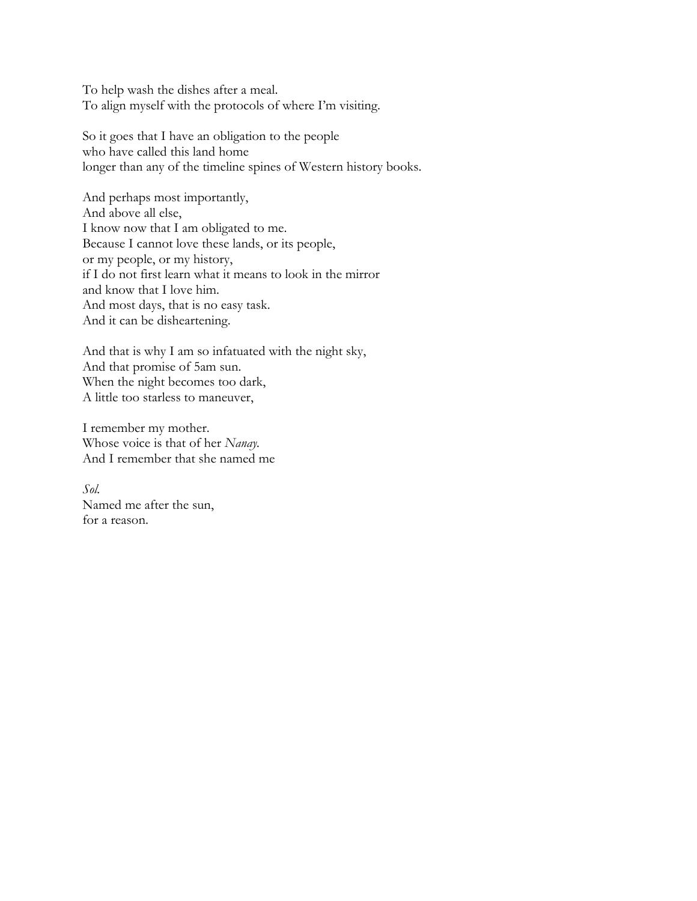To help wash the dishes after a meal.  
To align myself with the protocols of where I'm visiting.

So it goes that I have an obligation to the people  
who have called this land home  
longer than any of the timeline spines of Western history books.

And perhaps most importantly,  
And above all else,  
I know now that I am obligated to me.  
Because I cannot love these lands, or its people,  
or my people, or my history,  
if I do not first learn what it means to look in the mirror  
and know that I love him.  
And most days, that is no easy task.  
And it can be disheartening.

And that is why I am so infatuated with the night sky,  
And that promise of 5am sun.  
When the night becomes too dark,  
A little too starless to maneuver,

I remember my mother.  
Whose voice is that of her *Nanay*.  
And I remember that she named me

*Sol*.  
Named me after the sun,  
for a reason.